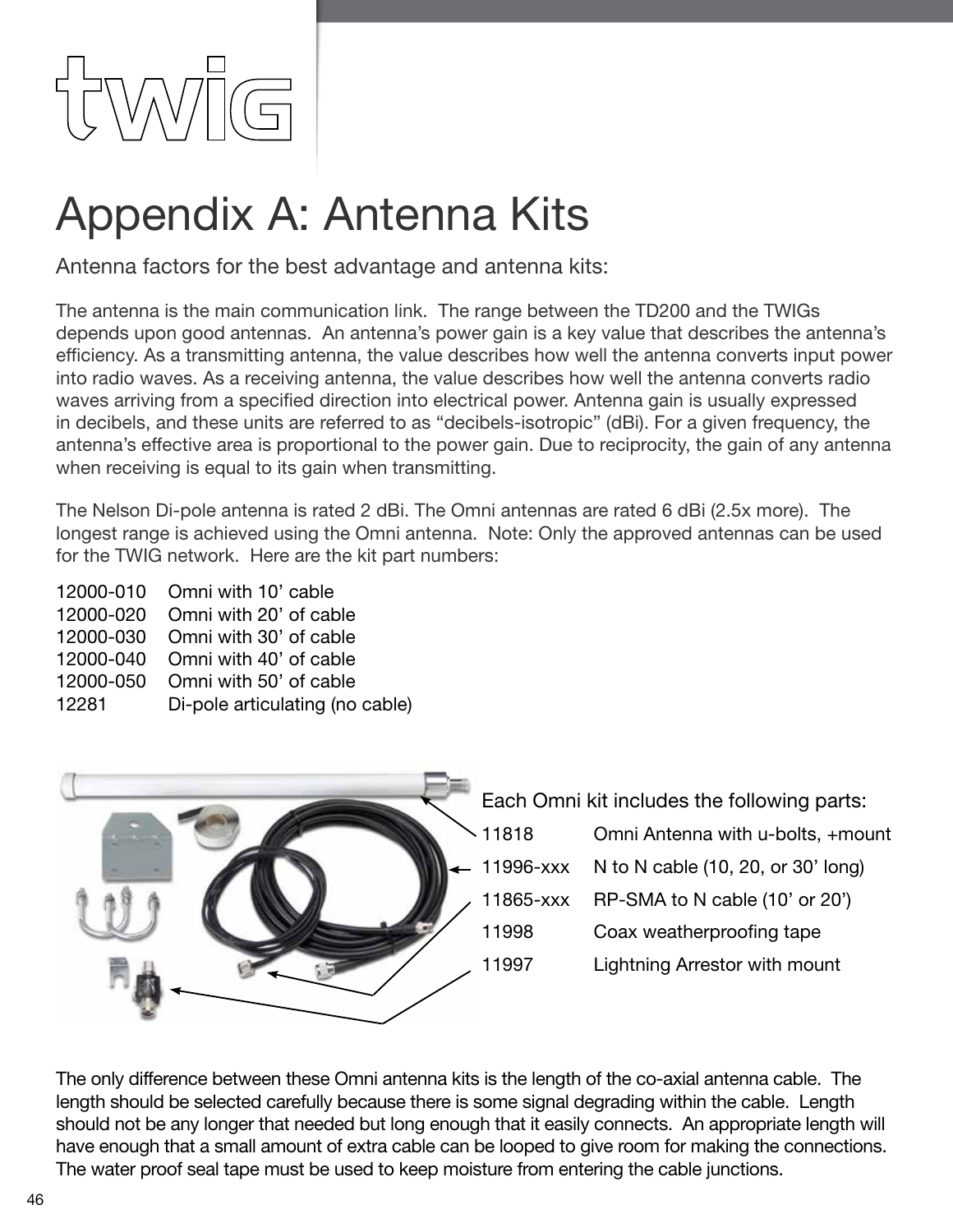# Appendix A: Antenna Kits

## Antenna factors for the best advantage and antenna kits:

The antenna is the main communication link. The range between the TD200 and the TWIGs depends upon good antennas. An antenna's power gain is a key value that describes the antenna's efficiency. As a transmitting antenna, the value describes how well the antenna converts input power into radio waves. As a receiving antenna, the value describes how well the antenna converts radio waves arriving from a specified direction into electrical power. Antenna gain is usually expressed in decibels, and these units are referred to as "decibels-isotropic" (dBi). For a given frequency, the antenna's effective area is proportional to the power gain. Due to reciprocity, the gain of any antenna when receiving is equal to its gain when transmitting.

The Nelson Di-pole antenna is rated 2 dBi. The Omni antennas are rated 6 dBi (2.5x more). The longest range is achieved using the Omni antenna. Note: Only the approved antennas can be used for the TWIG network. Here are the kit part numbers:

| | |
|---|---|
| 12000-010 | Omni with 10' cable |
| 12000-020 | Omni with 20' of cable |
| 12000-030 | Omni with 30' of cable |
| 12000-040 | Omni with 40' of cable |
| 12000-050 | Omni with 50' of cable |
| 12281 | Di-pole articulating (no cable) |

Each Omni kit includes the following parts:

| | |
|---|---|
| 11818 | Omni Antenna with u-bolts, +mount |
| 11996-xxx | N to N cable (10, 20, or 30' long) |
| 11865-xxx | RP-SMA to N cable (10' or 20') |
| 11998 | Coax weatherproofing tape |
| 11997 | Lightning Arrestor with mount |

The only difference between these Omni antenna kits is the length of the co-axial antenna cable. The length should be selected carefully because there is some signal degrading within the cable. Length should not be any longer that needed but long enough that it easily connects. An appropriate length will have enough that a small amount of extra cable can be looped to give room for making the connections. The water proof seal tape must be used to keep moisture from entering the cable junctions.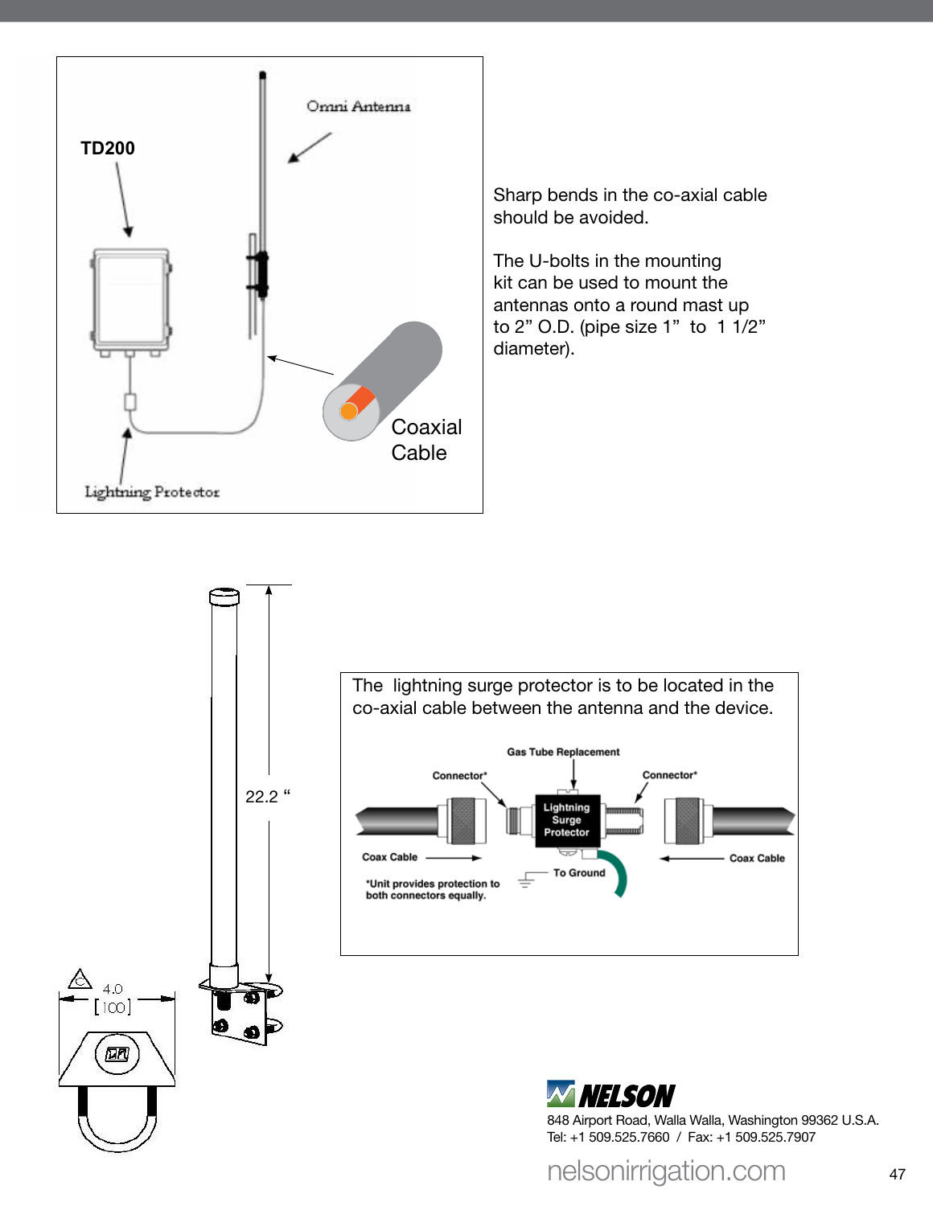TD200

Omni Antenna

Coaxial Cable

Lightning Protector

Sharp bends in the co-axial cable should be avoided.

The U-bolts in the mounting kit can be used to mount the antennas onto a round mast up to 2” O.D. (pipe size 1” to 1 1/2” diameter).

22.2 “

4.0 [100]

The lightning surge protector is to be located in the co-axial cable between the antenna and the device.

Gas Tube Replacement

Connector*

Connector*

Lightning Surge Protector

Coax Cable

Coax Cable

To Ground

*Unit provides protection to both connectors equally.

NELSON

848 Airport Road, Walla Walla, Washington 99362 U.S.A.
Tel: +1 509.525.7660 / Fax: +1 509.525.7907

nelsonirrigation.com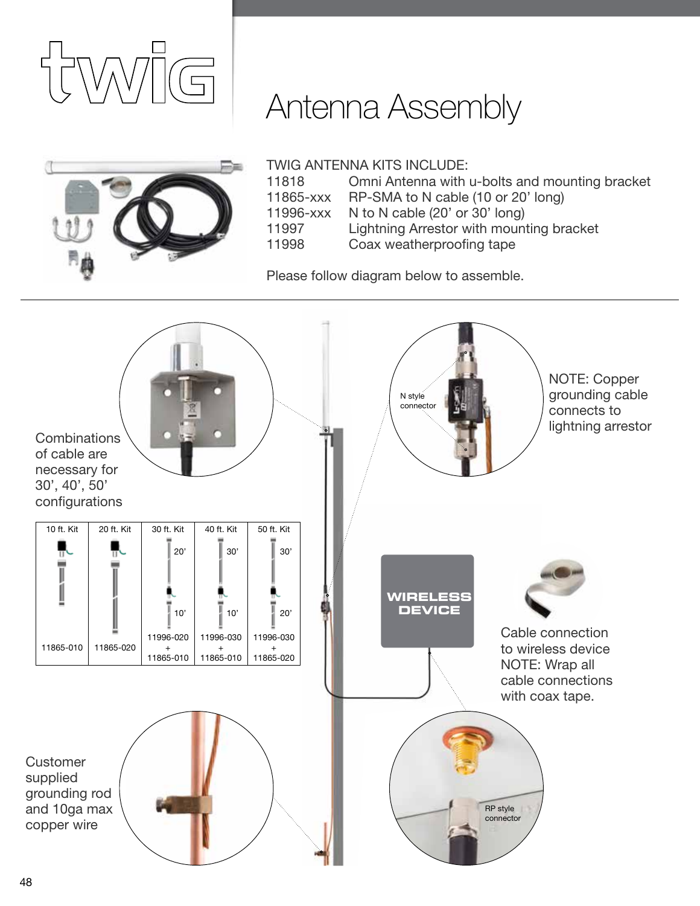# twig

## Antenna Assembly

TWIG ANTENNA KITS INCLUDE:

| | |
|---|---|
| 11818 | Omni Antenna with u-bolts and mounting bracket |
| 11865-xxx | RP-SMA to N cable (10 or 20' long) |
| 11996-xxx | N to N cable (20' or 30' long) |
| 11997 | Lightning Arrestor with mounting bracket |
| 11998 | Coax weatherproofing tape |

Please follow diagram below to assemble.

Combinations of cable are necessary for 30', 40', 50' configurations

| 10 ft. Kit | 20 ft. Kit | 30 ft. Kit | 40 ft. Kit | 50 ft. Kit |
|---|---|---|---|---|
| | | 20' / 10' | 30' / 10' | 30' / 20' |
| 11865-010 | 11865-020 | 11996-020 + 11865-010 | 11996-030 + 11865-010 | 11996-030 + 11865-020 |

N style connector

NOTE: Copper grounding cable connects to lightning arrestor

WIRELESS DEVICE

Cable connection to wireless device NOTE: Wrap all cable connections with coax tape.

Customer supplied grounding rod and 10ga max copper wire

RP style connector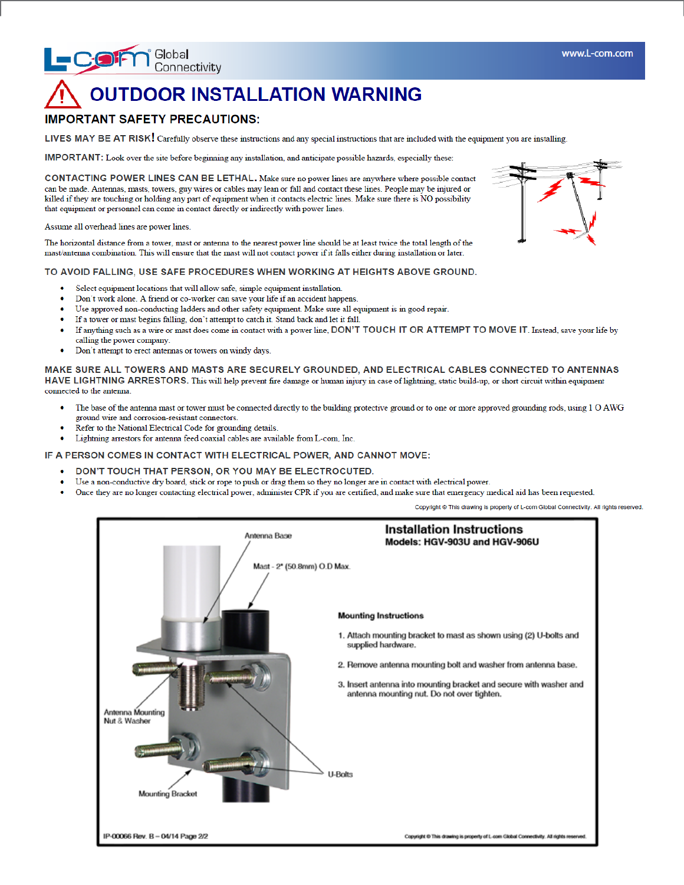# OUTDOOR INSTALLATION WARNING

## IMPORTANT SAFETY PRECAUTIONS:

**LIVES MAY BE AT RISK!** Carefully observe these instructions and any special instructions that are included with the equipment you are installing.

**IMPORTANT:** Look over the site before beginning any installation, and anticipate possible hazards, especially these:

**CONTACTING POWER LINES CAN BE LETHAL.** Make sure no power lines are anywhere where possible contact can be made. Antennas, masts, towers, guy wires or cables may lean or fall and contact these lines. People may be injured or killed if they are touching or holding any part of equipment when it contacts electric lines. Make sure there is NO possibility that equipment or personnel can come in contact directly or indirectly with power lines.

Assume all overhead lines are power lines.

The horizontal distance from a tower, mast or antenna to the nearest power line should be at least twice the total length of the mast/antenna combination. This will ensure that the mast will not contact power if it falls either during installation or later.

### TO AVOID FALLING, USE SAFE PROCEDURES WHEN WORKING AT HEIGHTS ABOVE GROUND.

- Select equipment locations that will allow safe, simple equipment installation.
- Don't work alone. A friend or co-worker can save your life if an accident happens.
- Use approved non-conducting ladders and other safety equipment. Make sure all equipment is in good repair.
- If a tower or mast begins falling, don't attempt to catch it. Stand back and let it fall.
- If anything such as a wire or mast does come in contact with a power line, **DON'T TOUCH IT OR ATTEMPT TO MOVE IT.** Instead, save your life by calling the power company.
- Don't attempt to erect antennas or towers on windy days.

**MAKE SURE ALL TOWERS AND MASTS ARE SECURELY GROUNDED, AND ELECTRICAL CABLES CONNECTED TO ANTENNAS HAVE LIGHTNING ARRESTORS.** This will help prevent fire damage or human injury in case of lightning, static build-up, or short circuit within equipment connected to the antenna.

- The base of the antenna mast or tower must be connected directly to the building protective ground or to one or more approved grounding rods, using 1 O AWG ground wire and corrosion-resistant connectors.
- Refer to the National Electrical Code for grounding details.
- Lightning arrestors for antenna feed coaxial cables are available from L-com, Inc.

### IF A PERSON COMES IN CONTACT WITH ELECTRICAL POWER, AND CANNOT MOVE:

- **DON'T TOUCH THAT PERSON, OR YOU MAY BE ELECTROCUTED.**
- Use a non-conductive dry board, stick or rope to push or drag them so they no longer are in contact with electrical power.
- Once they are no longer contacting electrical power, administer CPR if you are certified, and make sure that emergency medical aid has been requested.

Copyright © This drawing is property of L-com Global Connectivity. All rights reserved.

## Installation Instructions

**Models: HGV-903U and HGV-906U**

Antenna Base

Mast - 2" (50.8mm) O.D Max.

Antenna Mounting Nut & Washer

U-Bolts

Mounting Bracket

### Mounting Instructions

1. Attach mounting bracket to mast as shown using (2) U-bolts and supplied hardware.
2. Remove antenna mounting bolt and washer from antenna base.
3. Insert antenna into mounting bracket and secure with washer and antenna mounting nut. Do not over tighten.

IP-00066 Rev. B – 04/14

Copyright © This drawing is property of L-com Global Connectivity. All rights reserved.